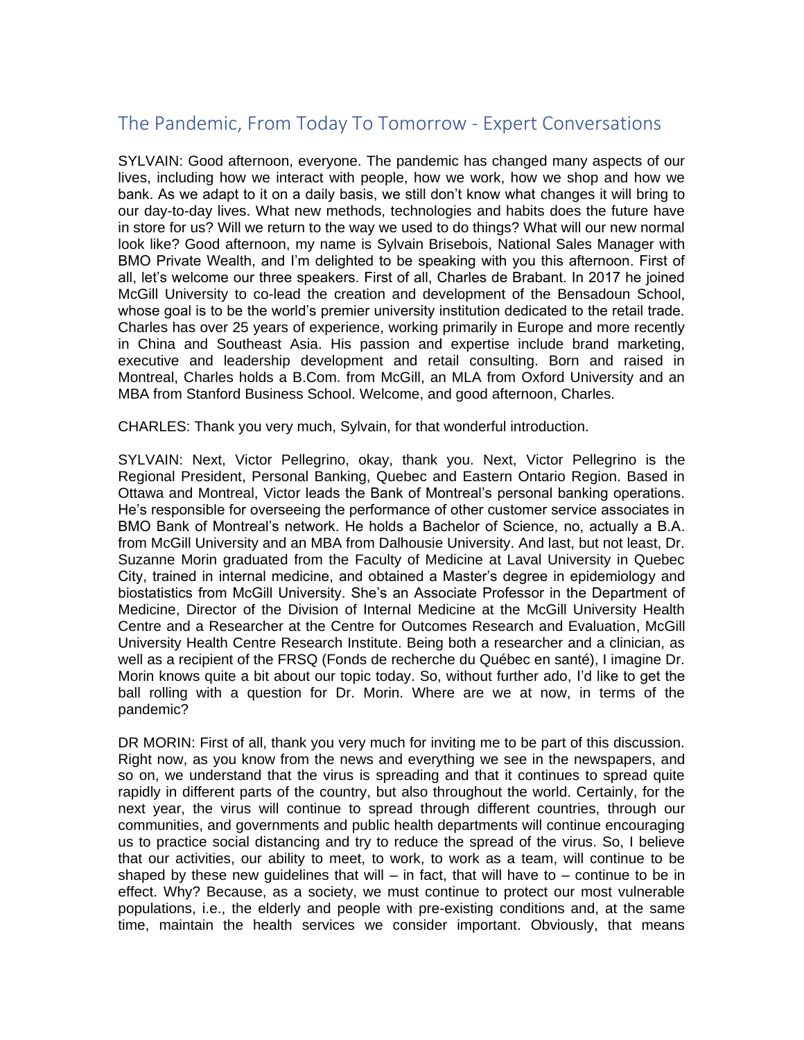# The Pandemic, From Today To Tomorrow - Expert Conversations

SYLVAIN: Good afternoon, everyone. The pandemic has changed many aspects of our lives, including how we interact with people, how we work, how we shop and how we bank. As we adapt to it on a daily basis, we still don't know what changes it will bring to our day-to-day lives. What new methods, technologies and habits does the future have in store for us? Will we return to the way we used to do things? What will our new normal look like? Good afternoon, my name is Sylvain Brisebois, National Sales Manager with BMO Private Wealth, and I'm delighted to be speaking with you this afternoon. First of all, let's welcome our three speakers. First of all, Charles de Brabant. In 2017 he joined McGill University to co-lead the creation and development of the Bensadoun School, whose goal is to be the world's premier university institution dedicated to the retail trade. Charles has over 25 years of experience, working primarily in Europe and more recently in China and Southeast Asia. His passion and expertise include brand marketing, executive and leadership development and retail consulting. Born and raised in Montreal, Charles holds a B.Com. from McGill, an MLA from Oxford University and an MBA from Stanford Business School. Welcome, and good afternoon, Charles.

CHARLES: Thank you very much, Sylvain, for that wonderful introduction.

SYLVAIN: Next, Victor Pellegrino, okay, thank you. Next, Victor Pellegrino is the Regional President, Personal Banking, Quebec and Eastern Ontario Region. Based in Ottawa and Montreal, Victor leads the Bank of Montreal's personal banking operations. He's responsible for overseeing the performance of other customer service associates in BMO Bank of Montreal's network. He holds a Bachelor of Science, no, actually a B.A. from McGill University and an MBA from Dalhousie University. And last, but not least, Dr. Suzanne Morin graduated from the Faculty of Medicine at Laval University in Quebec City, trained in internal medicine, and obtained a Master's degree in epidemiology and biostatistics from McGill University. She's an Associate Professor in the Department of Medicine, Director of the Division of Internal Medicine at the McGill University Health Centre and a Researcher at the Centre for Outcomes Research and Evaluation, McGill University Health Centre Research Institute. Being both a researcher and a clinician, as well as a recipient of the FRSQ (Fonds de recherche du Québec en santé), I imagine Dr. Morin knows quite a bit about our topic today. So, without further ado, I'd like to get the ball rolling with a question for Dr. Morin. Where are we at now, in terms of the pandemic?

DR MORIN: First of all, thank you very much for inviting me to be part of this discussion. Right now, as you know from the news and everything we see in the newspapers, and so on, we understand that the virus is spreading and that it continues to spread quite rapidly in different parts of the country, but also throughout the world. Certainly, for the next year, the virus will continue to spread through different countries, through our communities, and governments and public health departments will continue encouraging us to practice social distancing and try to reduce the spread of the virus. So, I believe that our activities, our ability to meet, to work, to work as a team, will continue to be shaped by these new guidelines that will – in fact, that will have to – continue to be in effect. Why? Because, as a society, we must continue to protect our most vulnerable populations, i.e., the elderly and people with pre-existing conditions and, at the same time, maintain the health services we consider important. Obviously, that means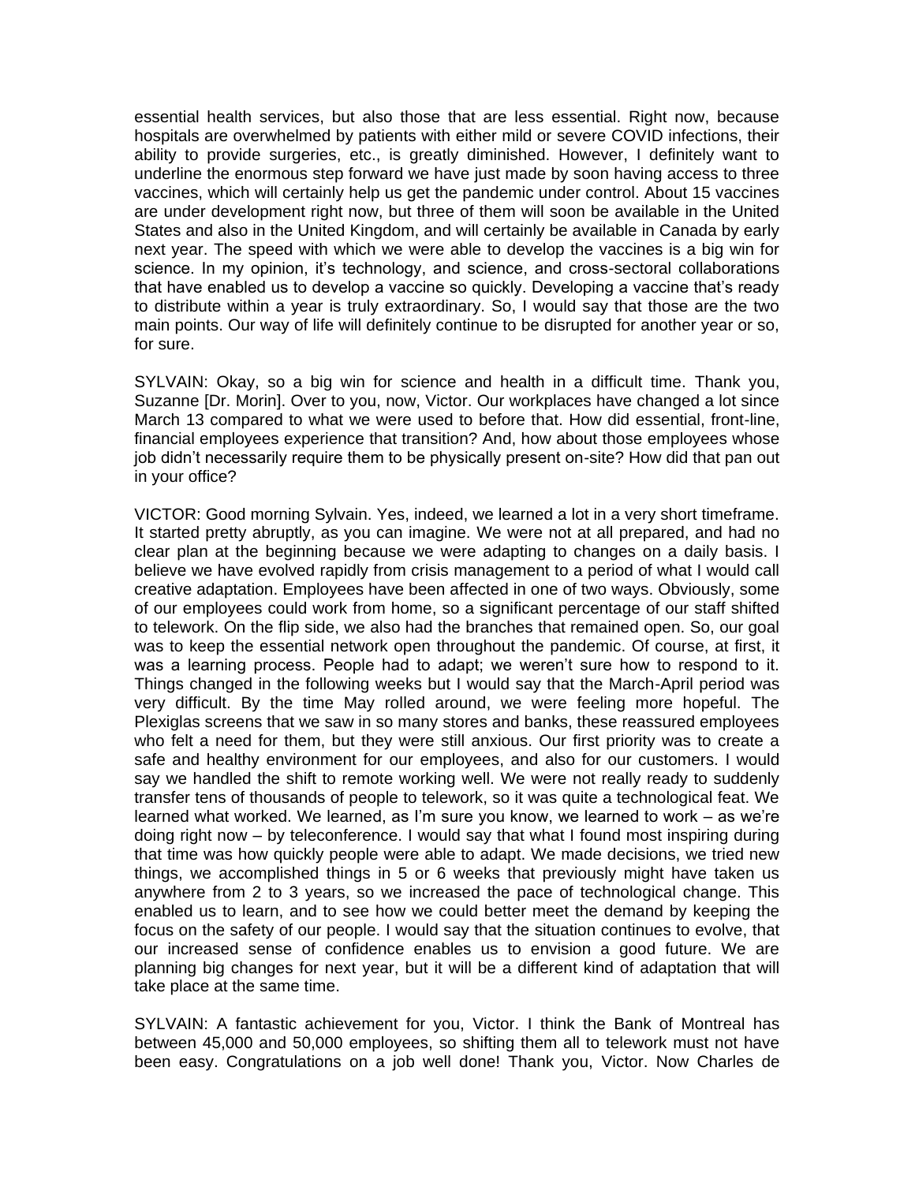essential health services, but also those that are less essential. Right now, because hospitals are overwhelmed by patients with either mild or severe COVID infections, their ability to provide surgeries, etc., is greatly diminished. However, I definitely want to underline the enormous step forward we have just made by soon having access to three vaccines, which will certainly help us get the pandemic under control. About 15 vaccines are under development right now, but three of them will soon be available in the United States and also in the United Kingdom, and will certainly be available in Canada by early next year. The speed with which we were able to develop the vaccines is a big win for science. In my opinion, it's technology, and science, and cross-sectoral collaborations that have enabled us to develop a vaccine so quickly. Developing a vaccine that's ready to distribute within a year is truly extraordinary. So, I would say that those are the two main points. Our way of life will definitely continue to be disrupted for another year or so, for sure.

SYLVAIN: Okay, so a big win for science and health in a difficult time. Thank you, Suzanne [Dr. Morin]. Over to you, now, Victor. Our workplaces have changed a lot since March 13 compared to what we were used to before that. How did essential, front-line, financial employees experience that transition? And, how about those employees whose job didn't necessarily require them to be physically present on-site? How did that pan out in your office?

VICTOR: Good morning Sylvain. Yes, indeed, we learned a lot in a very short timeframe. It started pretty abruptly, as you can imagine. We were not at all prepared, and had no clear plan at the beginning because we were adapting to changes on a daily basis. I believe we have evolved rapidly from crisis management to a period of what I would call creative adaptation. Employees have been affected in one of two ways. Obviously, some of our employees could work from home, so a significant percentage of our staff shifted to telework. On the flip side, we also had the branches that remained open. So, our goal was to keep the essential network open throughout the pandemic. Of course, at first, it was a learning process. People had to adapt; we weren't sure how to respond to it. Things changed in the following weeks but I would say that the March-April period was very difficult. By the time May rolled around, we were feeling more hopeful. The Plexiglas screens that we saw in so many stores and banks, these reassured employees who felt a need for them, but they were still anxious. Our first priority was to create a safe and healthy environment for our employees, and also for our customers. I would say we handled the shift to remote working well. We were not really ready to suddenly transfer tens of thousands of people to telework, so it was quite a technological feat. We learned what worked. We learned, as I'm sure you know, we learned to work – as we're doing right now – by teleconference. I would say that what I found most inspiring during that time was how quickly people were able to adapt. We made decisions, we tried new things, we accomplished things in 5 or 6 weeks that previously might have taken us anywhere from 2 to 3 years, so we increased the pace of technological change. This enabled us to learn, and to see how we could better meet the demand by keeping the focus on the safety of our people. I would say that the situation continues to evolve, that our increased sense of confidence enables us to envision a good future. We are planning big changes for next year, but it will be a different kind of adaptation that will take place at the same time.

SYLVAIN: A fantastic achievement for you, Victor. I think the Bank of Montreal has between 45,000 and 50,000 employees, so shifting them all to telework must not have been easy. Congratulations on a job well done! Thank you, Victor. Now Charles de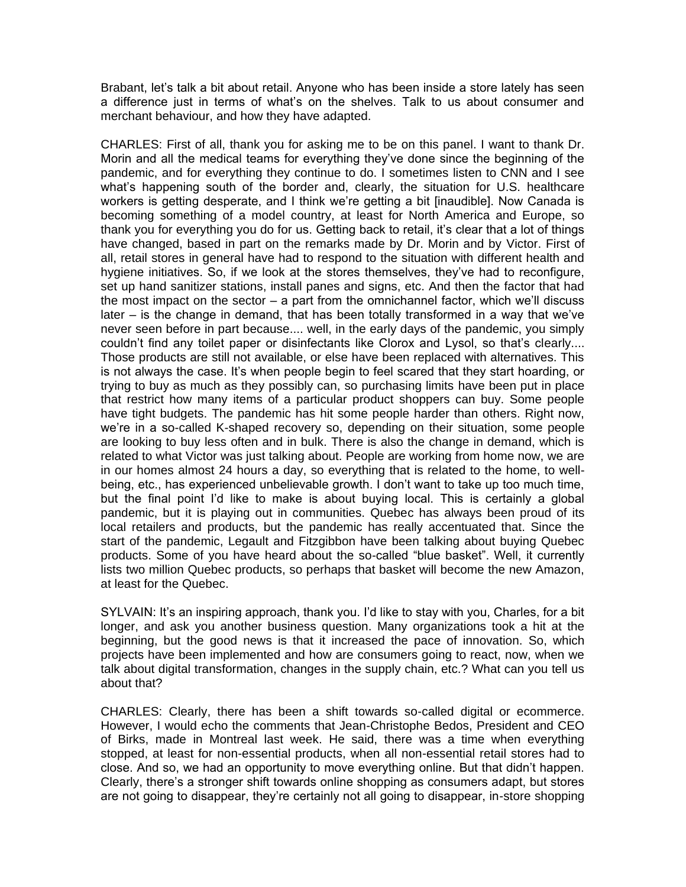Brabant, let's talk a bit about retail. Anyone who has been inside a store lately has seen a difference just in terms of what's on the shelves. Talk to us about consumer and merchant behaviour, and how they have adapted.

CHARLES: First of all, thank you for asking me to be on this panel. I want to thank Dr. Morin and all the medical teams for everything they've done since the beginning of the pandemic, and for everything they continue to do. I sometimes listen to CNN and I see what's happening south of the border and, clearly, the situation for U.S. healthcare workers is getting desperate, and I think we're getting a bit [inaudible]. Now Canada is becoming something of a model country, at least for North America and Europe, so thank you for everything you do for us. Getting back to retail, it's clear that a lot of things have changed, based in part on the remarks made by Dr. Morin and by Victor. First of all, retail stores in general have had to respond to the situation with different health and hygiene initiatives. So, if we look at the stores themselves, they've had to reconfigure, set up hand sanitizer stations, install panes and signs, etc. And then the factor that had the most impact on the sector – a part from the omnichannel factor, which we'll discuss later – is the change in demand, that has been totally transformed in a way that we've never seen before in part because.... well, in the early days of the pandemic, you simply couldn't find any toilet paper or disinfectants like Clorox and Lysol, so that's clearly.... Those products are still not available, or else have been replaced with alternatives. This is not always the case. It's when people begin to feel scared that they start hoarding, or trying to buy as much as they possibly can, so purchasing limits have been put in place that restrict how many items of a particular product shoppers can buy. Some people have tight budgets. The pandemic has hit some people harder than others. Right now, we're in a so-called K-shaped recovery so, depending on their situation, some people are looking to buy less often and in bulk. There is also the change in demand, which is related to what Victor was just talking about. People are working from home now, we are in our homes almost 24 hours a day, so everything that is related to the home, to well-being, etc., has experienced unbelievable growth. I don't want to take up too much time, but the final point I'd like to make is about buying local. This is certainly a global pandemic, but it is playing out in communities. Quebec has always been proud of its local retailers and products, but the pandemic has really accentuated that. Since the start of the pandemic, Legault and Fitzgibbon have been talking about buying Quebec products. Some of you have heard about the so-called "blue basket". Well, it currently lists two million Quebec products, so perhaps that basket will become the new Amazon, at least for the Quebec.

SYLVAIN: It's an inspiring approach, thank you. I'd like to stay with you, Charles, for a bit longer, and ask you another business question. Many organizations took a hit at the beginning, but the good news is that it increased the pace of innovation. So, which projects have been implemented and how are consumers going to react, now, when we talk about digital transformation, changes in the supply chain, etc.? What can you tell us about that?

CHARLES: Clearly, there has been a shift towards so-called digital or ecommerce. However, I would echo the comments that Jean-Christophe Bedos, President and CEO of Birks, made in Montreal last week. He said, there was a time when everything stopped, at least for non-essential products, when all non-essential retail stores had to close. And so, we had an opportunity to move everything online. But that didn't happen. Clearly, there's a stronger shift towards online shopping as consumers adapt, but stores are not going to disappear, they're certainly not all going to disappear, in-store shopping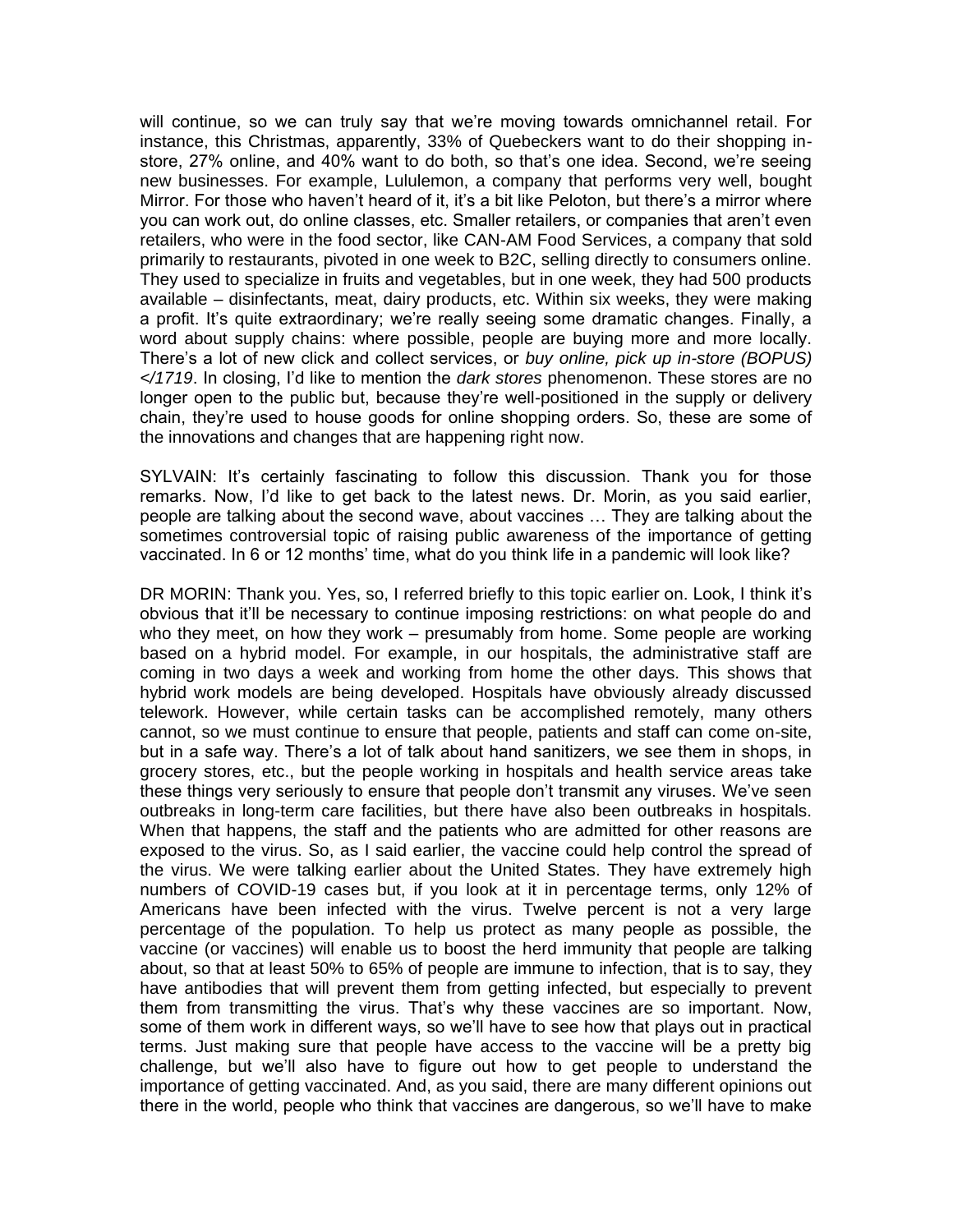will continue, so we can truly say that we're moving towards omnichannel retail. For instance, this Christmas, apparently, 33% of Quebeckers want to do their shopping in-store, 27% online, and 40% want to do both, so that's one idea. Second, we're seeing new businesses. For example, Lululemon, a company that performs very well, bought Mirror. For those who haven't heard of it, it's a bit like Peloton, but there's a mirror where you can work out, do online classes, etc. Smaller retailers, or companies that aren't even retailers, who were in the food sector, like CAN-AM Food Services, a company that sold primarily to restaurants, pivoted in one week to B2C, selling directly to consumers online. They used to specialize in fruits and vegetables, but in one week, they had 500 products available – disinfectants, meat, dairy products, etc. Within six weeks, they were making a profit. It's quite extraordinary; we're really seeing some dramatic changes. Finally, a word about supply chains: where possible, people are buying more and more locally. There's a lot of new click and collect services, or *buy online, pick up in-store (BOPUS) </1719*. In closing, I'd like to mention the *dark stores* phenomenon. These stores are no longer open to the public but, because they're well-positioned in the supply or delivery chain, they're used to house goods for online shopping orders. So, these are some of the innovations and changes that are happening right now.

SYLVAIN: It's certainly fascinating to follow this discussion. Thank you for those remarks. Now, I'd like to get back to the latest news. Dr. Morin, as you said earlier, people are talking about the second wave, about vaccines … They are talking about the sometimes controversial topic of raising public awareness of the importance of getting vaccinated. In 6 or 12 months' time, what do you think life in a pandemic will look like?

DR MORIN: Thank you. Yes, so, I referred briefly to this topic earlier on. Look, I think it's obvious that it'll be necessary to continue imposing restrictions: on what people do and who they meet, on how they work – presumably from home. Some people are working based on a hybrid model. For example, in our hospitals, the administrative staff are coming in two days a week and working from home the other days. This shows that hybrid work models are being developed. Hospitals have obviously already discussed telework. However, while certain tasks can be accomplished remotely, many others cannot, so we must continue to ensure that people, patients and staff can come on-site, but in a safe way. There's a lot of talk about hand sanitizers, we see them in shops, in grocery stores, etc., but the people working in hospitals and health service areas take these things very seriously to ensure that people don't transmit any viruses. We've seen outbreaks in long-term care facilities, but there have also been outbreaks in hospitals. When that happens, the staff and the patients who are admitted for other reasons are exposed to the virus. So, as I said earlier, the vaccine could help control the spread of the virus. We were talking earlier about the United States. They have extremely high numbers of COVID-19 cases but, if you look at it in percentage terms, only 12% of Americans have been infected with the virus. Twelve percent is not a very large percentage of the population. To help us protect as many people as possible, the vaccine (or vaccines) will enable us to boost the herd immunity that people are talking about, so that at least 50% to 65% of people are immune to infection, that is to say, they have antibodies that will prevent them from getting infected, but especially to prevent them from transmitting the virus. That's why these vaccines are so important. Now, some of them work in different ways, so we'll have to see how that plays out in practical terms. Just making sure that people have access to the vaccine will be a pretty big challenge, but we'll also have to figure out how to get people to understand the importance of getting vaccinated. And, as you said, there are many different opinions out there in the world, people who think that vaccines are dangerous, so we'll have to make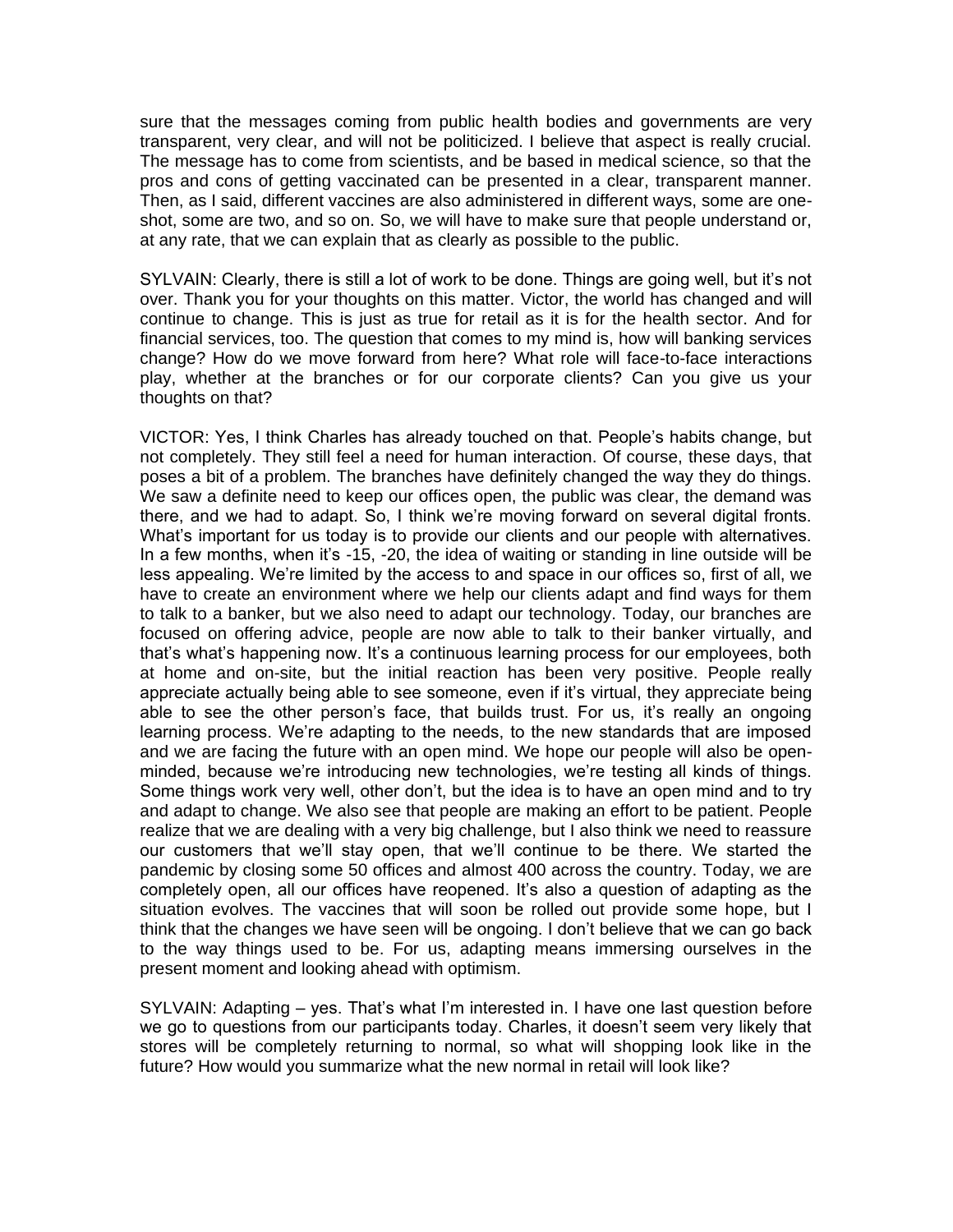sure that the messages coming from public health bodies and governments are very transparent, very clear, and will not be politicized. I believe that aspect is really crucial. The message has to come from scientists, and be based in medical science, so that the pros and cons of getting vaccinated can be presented in a clear, transparent manner. Then, as I said, different vaccines are also administered in different ways, some are one-shot, some are two, and so on. So, we will have to make sure that people understand or, at any rate, that we can explain that as clearly as possible to the public.

SYLVAIN: Clearly, there is still a lot of work to be done. Things are going well, but it's not over. Thank you for your thoughts on this matter. Victor, the world has changed and will continue to change. This is just as true for retail as it is for the health sector. And for financial services, too. The question that comes to my mind is, how will banking services change? How do we move forward from here? What role will face-to-face interactions play, whether at the branches or for our corporate clients? Can you give us your thoughts on that?

VICTOR: Yes, I think Charles has already touched on that. People's habits change, but not completely. They still feel a need for human interaction. Of course, these days, that poses a bit of a problem. The branches have definitely changed the way they do things. We saw a definite need to keep our offices open, the public was clear, the demand was there, and we had to adapt. So, I think we're moving forward on several digital fronts. What's important for us today is to provide our clients and our people with alternatives. In a few months, when it's -15, -20, the idea of waiting or standing in line outside will be less appealing. We're limited by the access to and space in our offices so, first of all, we have to create an environment where we help our clients adapt and find ways for them to talk to a banker, but we also need to adapt our technology. Today, our branches are focused on offering advice, people are now able to talk to their banker virtually, and that's what's happening now. It's a continuous learning process for our employees, both at home and on-site, but the initial reaction has been very positive. People really appreciate actually being able to see someone, even if it's virtual, they appreciate being able to see the other person's face, that builds trust. For us, it's really an ongoing learning process. We're adapting to the needs, to the new standards that are imposed and we are facing the future with an open mind. We hope our people will also be open-minded, because we're introducing new technologies, we're testing all kinds of things. Some things work very well, other don't, but the idea is to have an open mind and to try and adapt to change. We also see that people are making an effort to be patient. People realize that we are dealing with a very big challenge, but I also think we need to reassure our customers that we'll stay open, that we'll continue to be there. We started the pandemic by closing some 50 offices and almost 400 across the country. Today, we are completely open, all our offices have reopened. It's also a question of adapting as the situation evolves. The vaccines that will soon be rolled out provide some hope, but I think that the changes we have seen will be ongoing. I don't believe that we can go back to the way things used to be. For us, adapting means immersing ourselves in the present moment and looking ahead with optimism.

SYLVAIN: Adapting – yes. That's what I'm interested in. I have one last question before we go to questions from our participants today. Charles, it doesn't seem very likely that stores will be completely returning to normal, so what will shopping look like in the future? How would you summarize what the new normal in retail will look like?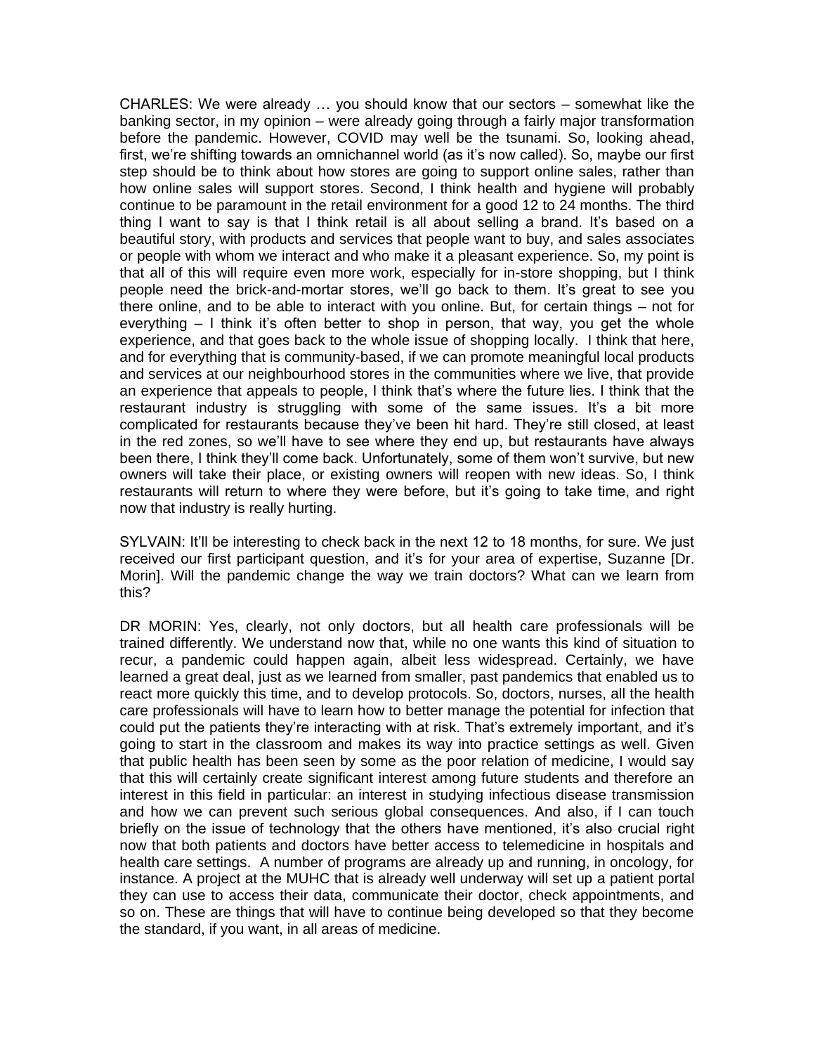CHARLES: We were already … you should know that our sectors – somewhat like the banking sector, in my opinion – were already going through a fairly major transformation before the pandemic. However, COVID may well be the tsunami. So, looking ahead, first, we're shifting towards an omnichannel world (as it's now called). So, maybe our first step should be to think about how stores are going to support online sales, rather than how online sales will support stores. Second, I think health and hygiene will probably continue to be paramount in the retail environment for a good 12 to 24 months. The third thing I want to say is that I think retail is all about selling a brand. It's based on a beautiful story, with products and services that people want to buy, and sales associates or people with whom we interact and who make it a pleasant experience. So, my point is that all of this will require even more work, especially for in-store shopping, but I think people need the brick-and-mortar stores, we'll go back to them. It's great to see you there online, and to be able to interact with you online. But, for certain things – not for everything – I think it's often better to shop in person, that way, you get the whole experience, and that goes back to the whole issue of shopping locally. I think that here, and for everything that is community-based, if we can promote meaningful local products and services at our neighbourhood stores in the communities where we live, that provide an experience that appeals to people, I think that's where the future lies. I think that the restaurant industry is struggling with some of the same issues. It's a bit more complicated for restaurants because they've been hit hard. They're still closed, at least in the red zones, so we'll have to see where they end up, but restaurants have always been there, I think they'll come back. Unfortunately, some of them won't survive, but new owners will take their place, or existing owners will reopen with new ideas. So, I think restaurants will return to where they were before, but it's going to take time, and right now that industry is really hurting.

SYLVAIN: It'll be interesting to check back in the next 12 to 18 months, for sure. We just received our first participant question, and it's for your area of expertise, Suzanne [Dr. Morin]. Will the pandemic change the way we train doctors? What can we learn from this?

DR MORIN: Yes, clearly, not only doctors, but all health care professionals will be trained differently. We understand now that, while no one wants this kind of situation to recur, a pandemic could happen again, albeit less widespread. Certainly, we have learned a great deal, just as we learned from smaller, past pandemics that enabled us to react more quickly this time, and to develop protocols. So, doctors, nurses, all the health care professionals will have to learn how to better manage the potential for infection that could put the patients they're interacting with at risk. That's extremely important, and it's going to start in the classroom and makes its way into practice settings as well. Given that public health has been seen by some as the poor relation of medicine, I would say that this will certainly create significant interest among future students and therefore an interest in this field in particular: an interest in studying infectious disease transmission and how we can prevent such serious global consequences. And also, if I can touch briefly on the issue of technology that the others have mentioned, it's also crucial right now that both patients and doctors have better access to telemedicine in hospitals and health care settings. A number of programs are already up and running, in oncology, for instance. A project at the MUHC that is already well underway will set up a patient portal they can use to access their data, communicate their doctor, check appointments, and so on. These are things that will have to continue being developed so that they become the standard, if you want, in all areas of medicine.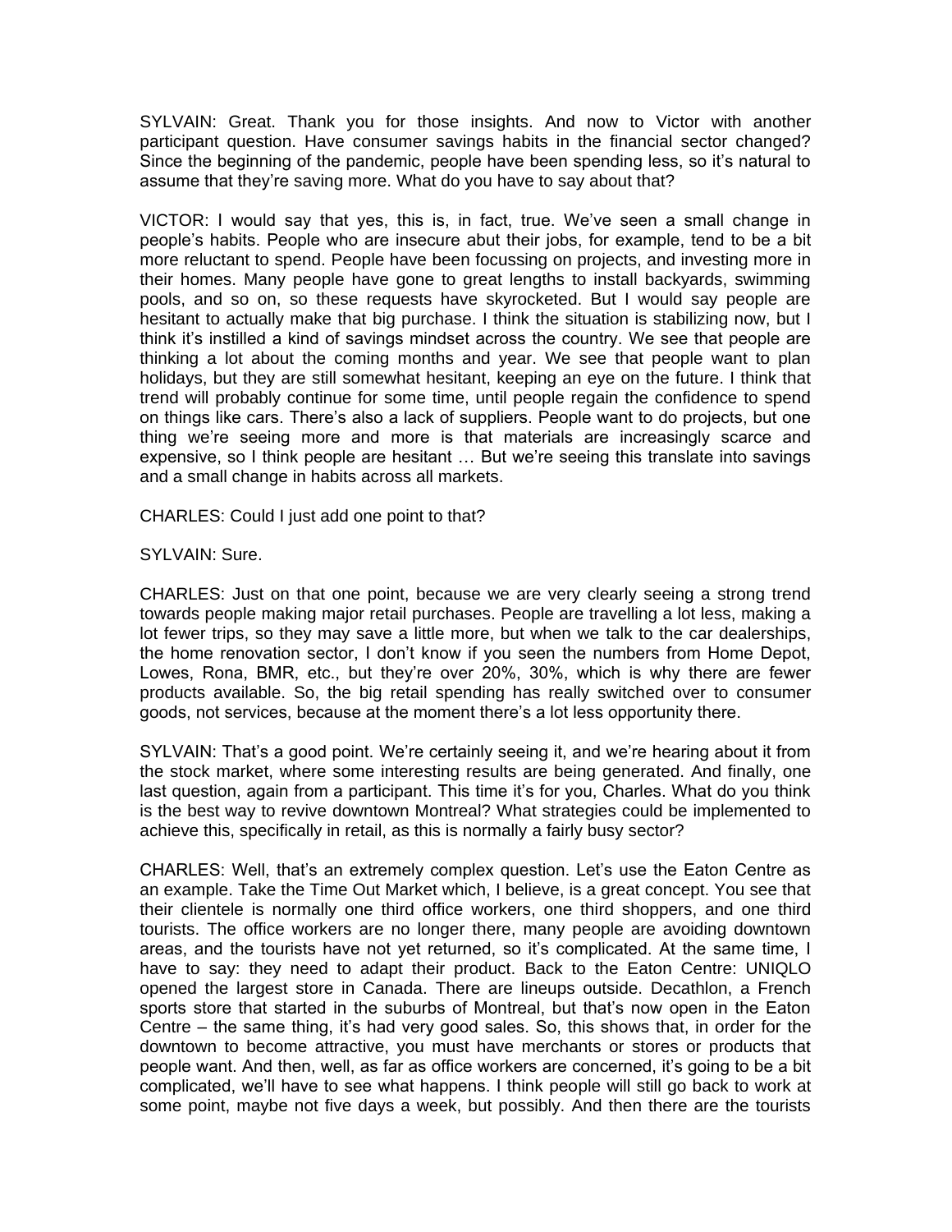SYLVAIN: Great. Thank you for those insights. And now to Victor with another participant question. Have consumer savings habits in the financial sector changed? Since the beginning of the pandemic, people have been spending less, so it's natural to assume that they're saving more. What do you have to say about that?

VICTOR: I would say that yes, this is, in fact, true. We've seen a small change in people's habits. People who are insecure abut their jobs, for example, tend to be a bit more reluctant to spend. People have been focussing on projects, and investing more in their homes. Many people have gone to great lengths to install backyards, swimming pools, and so on, so these requests have skyrocketed. But I would say people are hesitant to actually make that big purchase. I think the situation is stabilizing now, but I think it's instilled a kind of savings mindset across the country. We see that people are thinking a lot about the coming months and year. We see that people want to plan holidays, but they are still somewhat hesitant, keeping an eye on the future. I think that trend will probably continue for some time, until people regain the confidence to spend on things like cars. There's also a lack of suppliers. People want to do projects, but one thing we're seeing more and more is that materials are increasingly scarce and expensive, so I think people are hesitant … But we're seeing this translate into savings and a small change in habits across all markets.

CHARLES: Could I just add one point to that?

SYLVAIN: Sure.

CHARLES: Just on that one point, because we are very clearly seeing a strong trend towards people making major retail purchases. People are travelling a lot less, making a lot fewer trips, so they may save a little more, but when we talk to the car dealerships, the home renovation sector, I don't know if you seen the numbers from Home Depot, Lowes, Rona, BMR, etc., but they're over 20%, 30%, which is why there are fewer products available. So, the big retail spending has really switched over to consumer goods, not services, because at the moment there's a lot less opportunity there.

SYLVAIN: That's a good point. We're certainly seeing it, and we're hearing about it from the stock market, where some interesting results are being generated. And finally, one last question, again from a participant. This time it's for you, Charles. What do you think is the best way to revive downtown Montreal? What strategies could be implemented to achieve this, specifically in retail, as this is normally a fairly busy sector?

CHARLES: Well, that's an extremely complex question. Let's use the Eaton Centre as an example. Take the Time Out Market which, I believe, is a great concept. You see that their clientele is normally one third office workers, one third shoppers, and one third tourists. The office workers are no longer there, many people are avoiding downtown areas, and the tourists have not yet returned, so it's complicated. At the same time, I have to say: they need to adapt their product. Back to the Eaton Centre: UNIQLO opened the largest store in Canada. There are lineups outside. Decathlon, a French sports store that started in the suburbs of Montreal, but that's now open in the Eaton Centre – the same thing, it's had very good sales. So, this shows that, in order for the downtown to become attractive, you must have merchants or stores or products that people want. And then, well, as far as office workers are concerned, it's going to be a bit complicated, we'll have to see what happens. I think people will still go back to work at some point, maybe not five days a week, but possibly. And then there are the tourists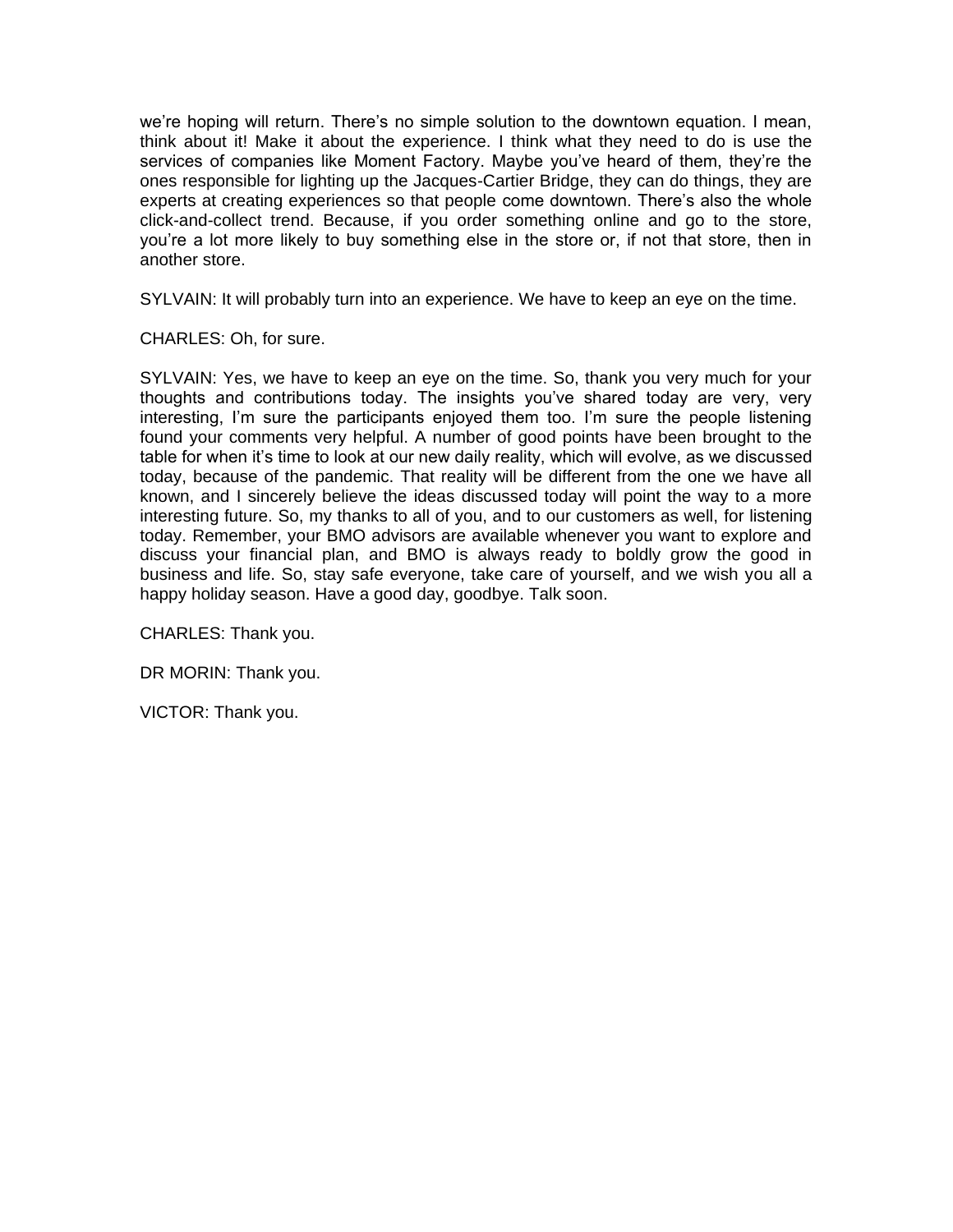we're hoping will return. There's no simple solution to the downtown equation. I mean, think about it! Make it about the experience. I think what they need to do is use the services of companies like Moment Factory. Maybe you've heard of them, they're the ones responsible for lighting up the Jacques-Cartier Bridge, they can do things, they are experts at creating experiences so that people come downtown. There's also the whole click-and-collect trend. Because, if you order something online and go to the store, you're a lot more likely to buy something else in the store or, if not that store, then in another store.

SYLVAIN: It will probably turn into an experience. We have to keep an eye on the time.

CHARLES: Oh, for sure.

SYLVAIN: Yes, we have to keep an eye on the time. So, thank you very much for your thoughts and contributions today. The insights you've shared today are very, very interesting, I'm sure the participants enjoyed them too. I'm sure the people listening found your comments very helpful. A number of good points have been brought to the table for when it's time to look at our new daily reality, which will evolve, as we discussed today, because of the pandemic. That reality will be different from the one we have all known, and I sincerely believe the ideas discussed today will point the way to a more interesting future. So, my thanks to all of you, and to our customers as well, for listening today. Remember, your BMO advisors are available whenever you want to explore and discuss your financial plan, and BMO is always ready to boldly grow the good in business and life. So, stay safe everyone, take care of yourself, and we wish you all a happy holiday season. Have a good day, goodbye. Talk soon.

CHARLES: Thank you.

DR MORIN: Thank you.

VICTOR: Thank you.